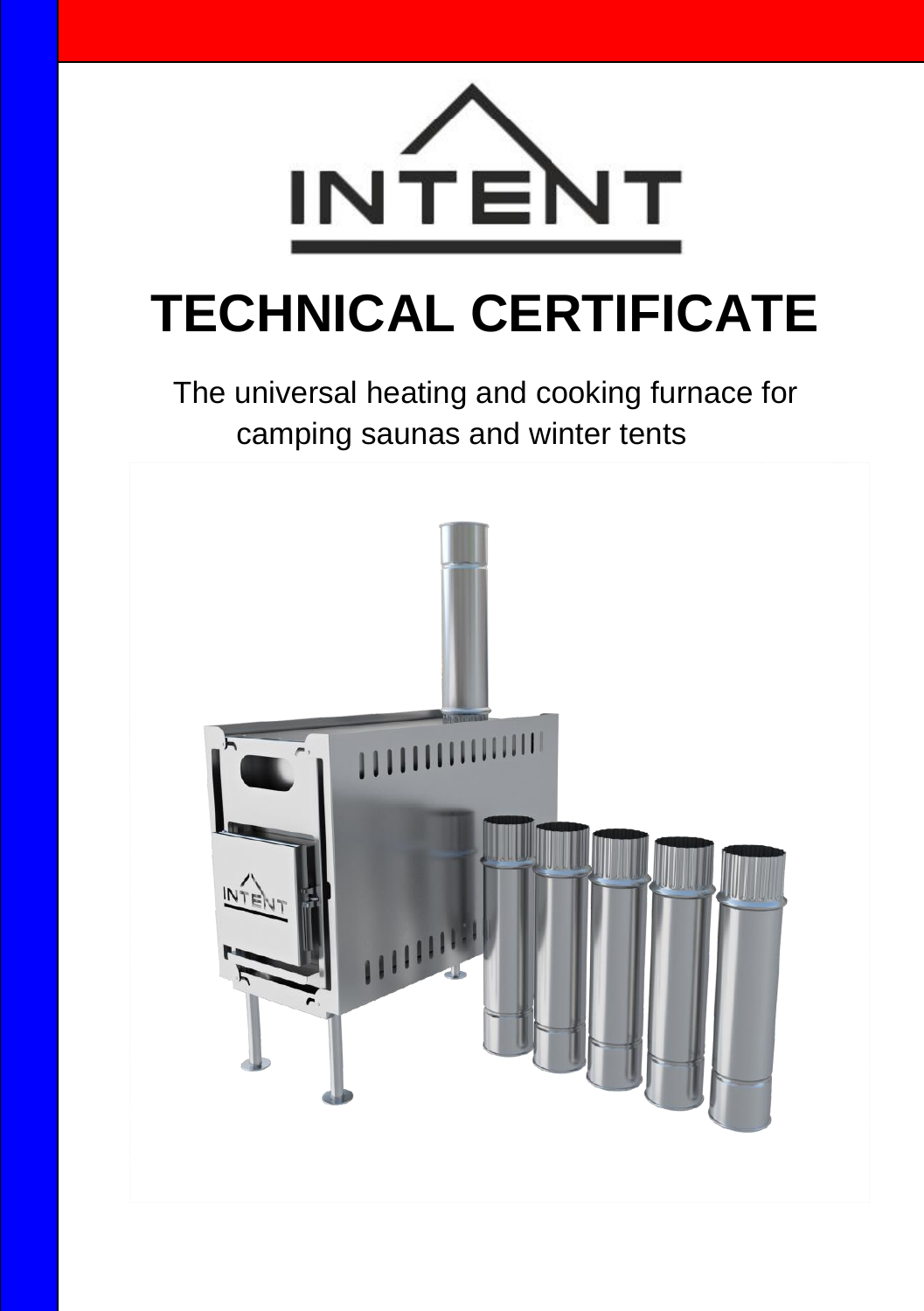INTENT

# TECHNICAL CERTIFICATE

The universal heating and cooking furnace for camping saunas and winter tents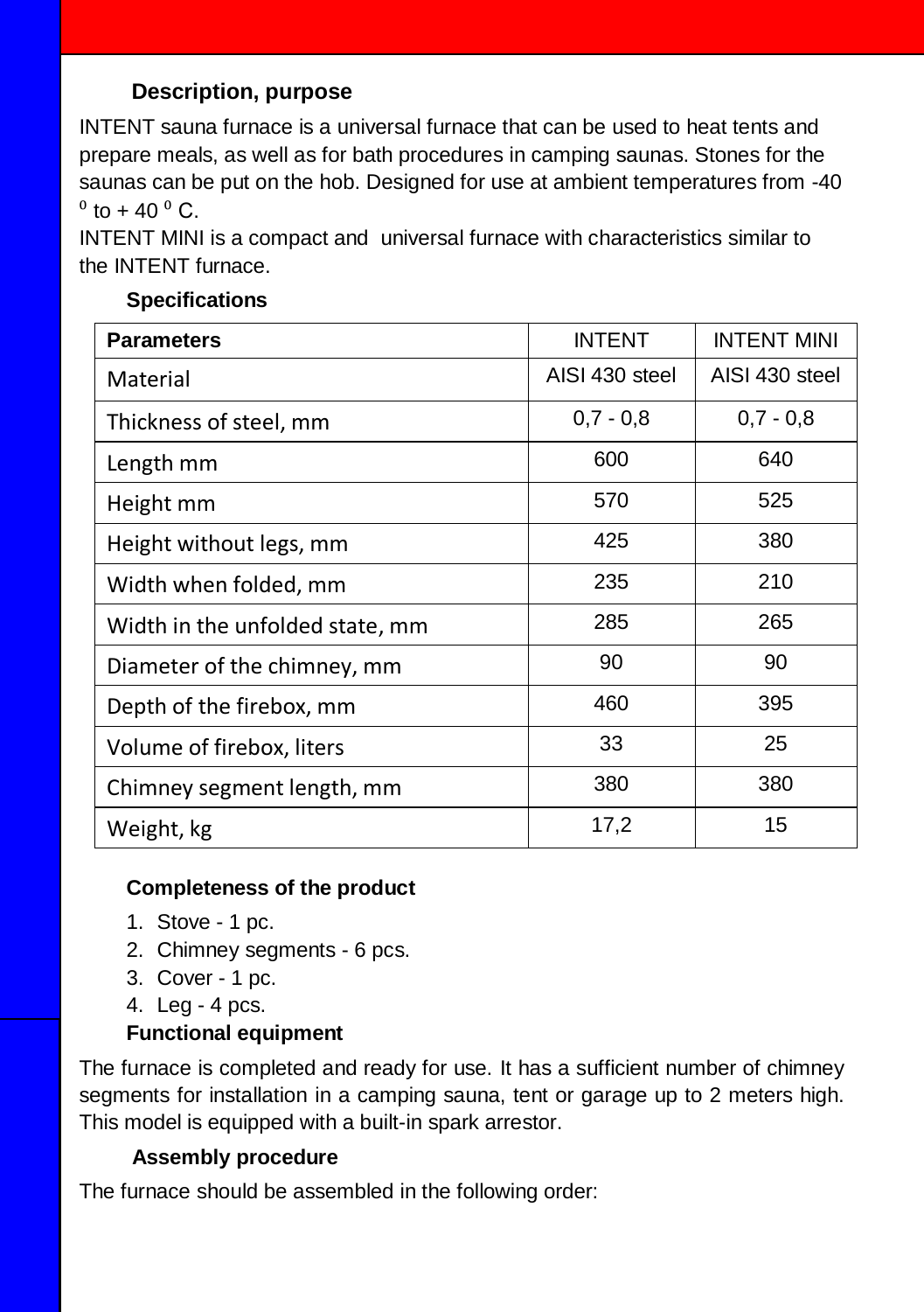## Description, purpose

INTENT sauna furnace is a universal furnace that can be used to heat tents and prepare meals, as well as for bath procedures in camping saunas. Stones for the saunas can be put on the hob. Designed for use at ambient temperatures from -40 $^0$ to + 40 $^0$ C.

INTENT MINI is a compact and universal furnace with characteristics similar to the INTENT furnace.

## Specifications

| Parameters | INTENT | INTENT MINI |
|---|---|---|
| Material | AISI 430 steel | AISI 430 steel |
| Thickness of steel, mm | 0,7 - 0,8 | 0,7 - 0,8 |
| Length mm | 600 | 640 |
| Height mm | 570 | 525 |
| Height without legs, mm | 425 | 380 |
| Width when folded, mm | 235 | 210 |
| Width in the unfolded state, mm | 285 | 265 |
| Diameter of the chimney, mm | 90 | 90 |
| Depth of the firebox, mm | 460 | 395 |
| Volume of firebox, liters | 33 | 25 |
| Chimney segment length, mm | 380 | 380 |
| Weight, kg | 17,2 | 15 |

## Completeness of the product

1. Stove - 1 pc.
2. Chimney segments - 6 pcs.
3. Cover - 1 pc.
4. Leg - 4 pcs.

## Functional equipment

The furnace is completed and ready for use. It has a sufficient number of chimney segments for installation in a camping sauna, tent or garage up to 2 meters high. This model is equipped with a built-in spark arrestor.

## Assembly procedure

The furnace should be assembled in the following order: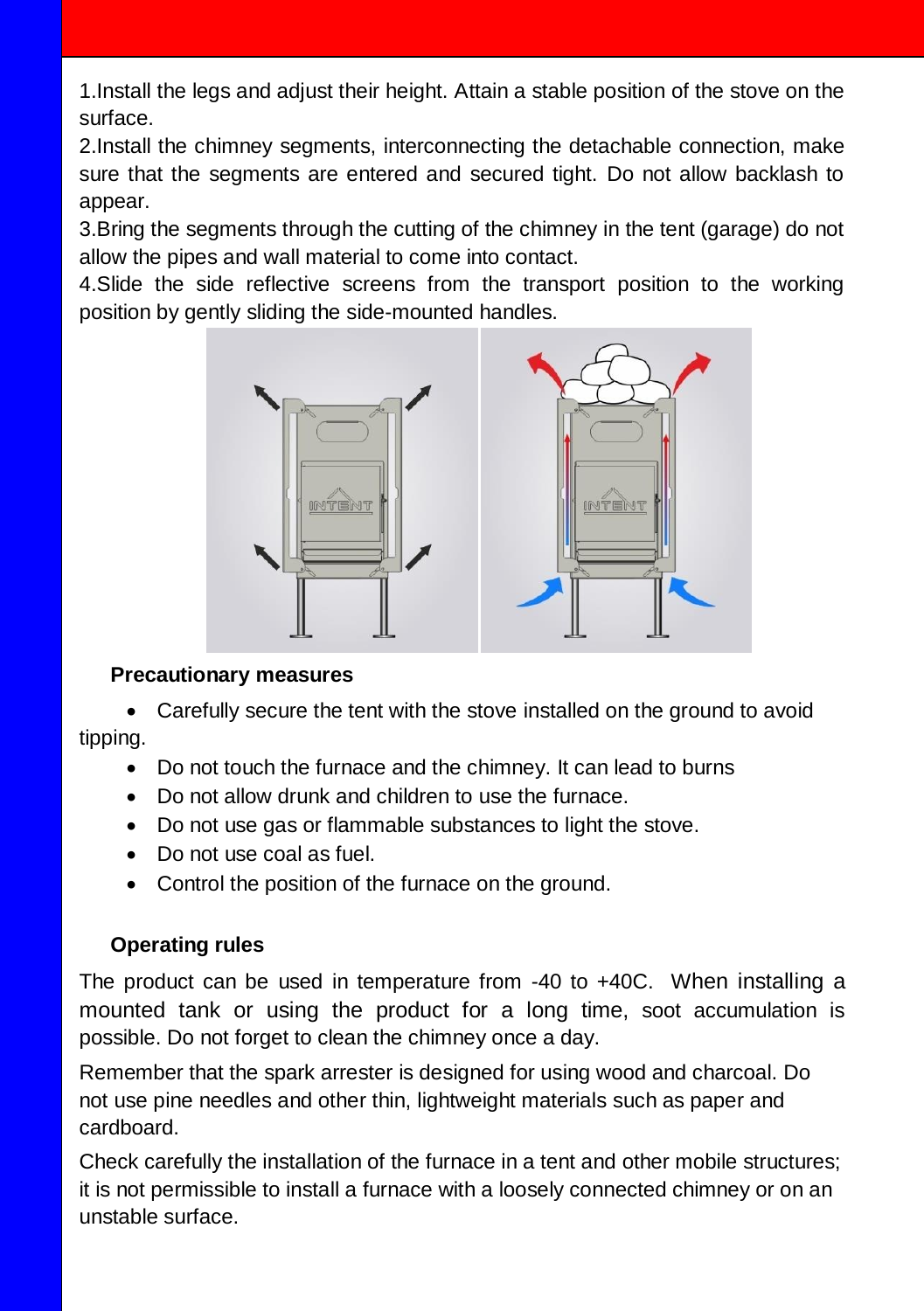1.Install the legs and adjust their height. Attain a stable position of the stove on the surface.
2.Install the chimney segments, interconnecting the detachable connection, make sure that the segments are entered and secured tight. Do not allow backlash to appear.
3.Bring the segments through the cutting of the chimney in the tent (garage) do not allow the pipes and wall material to come into contact.
4.Slide the side reflective screens from the transport position to the working position by gently sliding the side-mounted handles.

**Precautionary measures**

- Carefully secure the tent with the stove installed on the ground to avoid tipping.
- Do not touch the furnace and the chimney. It can lead to burns
- Do not allow drunk and children to use the furnace.
- Do not use gas or flammable substances to light the stove.
- Do not use coal as fuel.
- Control the position of the furnace on the ground.

**Operating rules**

The product can be used in temperature from -40 to +40C. When installing a mounted tank or using the product for a long time, soot accumulation is possible. Do not forget to clean the chimney once a day.

Remember that the spark arrester is designed for using wood and charcoal. Do not use pine needles and other thin, lightweight materials such as paper and cardboard.

Check carefully the installation of the furnace in a tent and other mobile structures; it is not permissible to install a furnace with a loosely connected chimney or on an unstable surface.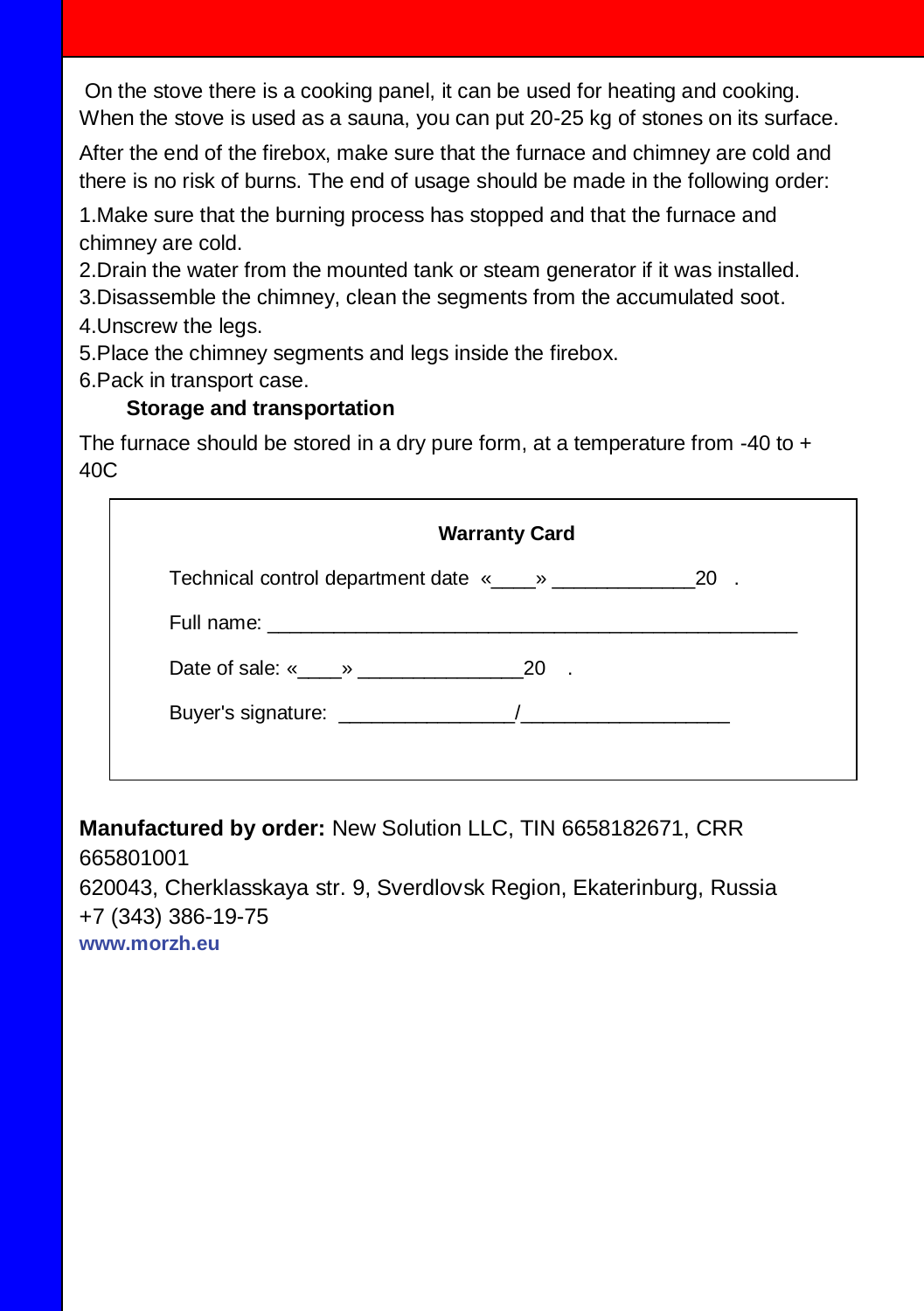On the stove there is a cooking panel, it can be used for heating and cooking. When the stove is used as a sauna, you can put 20-25 kg of stones on its surface.

After the end of the firebox, make sure that the furnace and chimney are cold and there is no risk of burns. The end of usage should be made in the following order:

1. Make sure that the burning process has stopped and that the furnace and chimney are cold.
2. Drain the water from the mounted tank or steam generator if it was installed.
3. Disassemble the chimney, clean the segments from the accumulated soot.
4. Unscrew the legs.
5. Place the chimney segments and legs inside the firebox.
6. Pack in transport case.

**Storage and transportation**

The furnace should be stored in a dry pure form, at a temperature from -40 to + 40C

**Warranty Card**

Technical control department date «____» _____________20 .

Full name: ___________________________________________________

Date of sale: «____» _______________20 .

Buyer's signature: ________________/___________________

**Manufactured by order:** New Solution LLC, TIN 6658182671, CRR 665801001
620043, Cherklasskaya str. 9, Sverdlovsk Region, Ekaterinburg, Russia
+7 (343) 386-19-75
**www.morzh.eu**